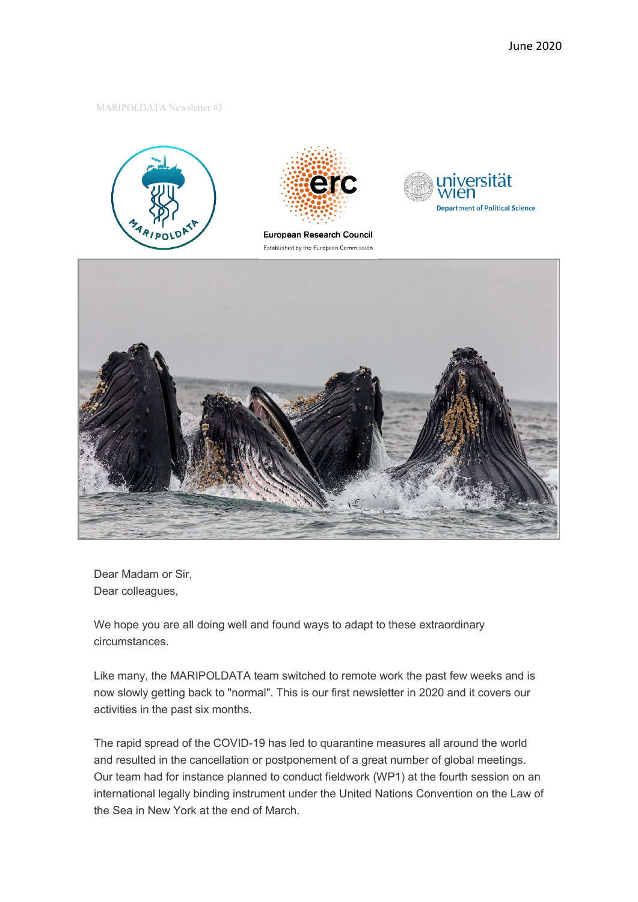June 2020

MARIPOLDATA Newsletter #3

European Research Council
Established by the European Commission

universität wien
Department of Political Science

Dear Madam or Sir,
Dear colleagues,

We hope you are all doing well and found ways to adapt to these extraordinary circumstances.

Like many, the MARIPOLDATA team switched to remote work the past few weeks and is now slowly getting back to "normal". This is our first newsletter in 2020 and it covers our activities in the past six months.

The rapid spread of the COVID-19 has led to quarantine measures all around the world and resulted in the cancellation or postponement of a great number of global meetings. Our team had for instance planned to conduct fieldwork (WP1) at the fourth session on an international legally binding instrument under the United Nations Convention on the Law of the Sea in New York at the end of March.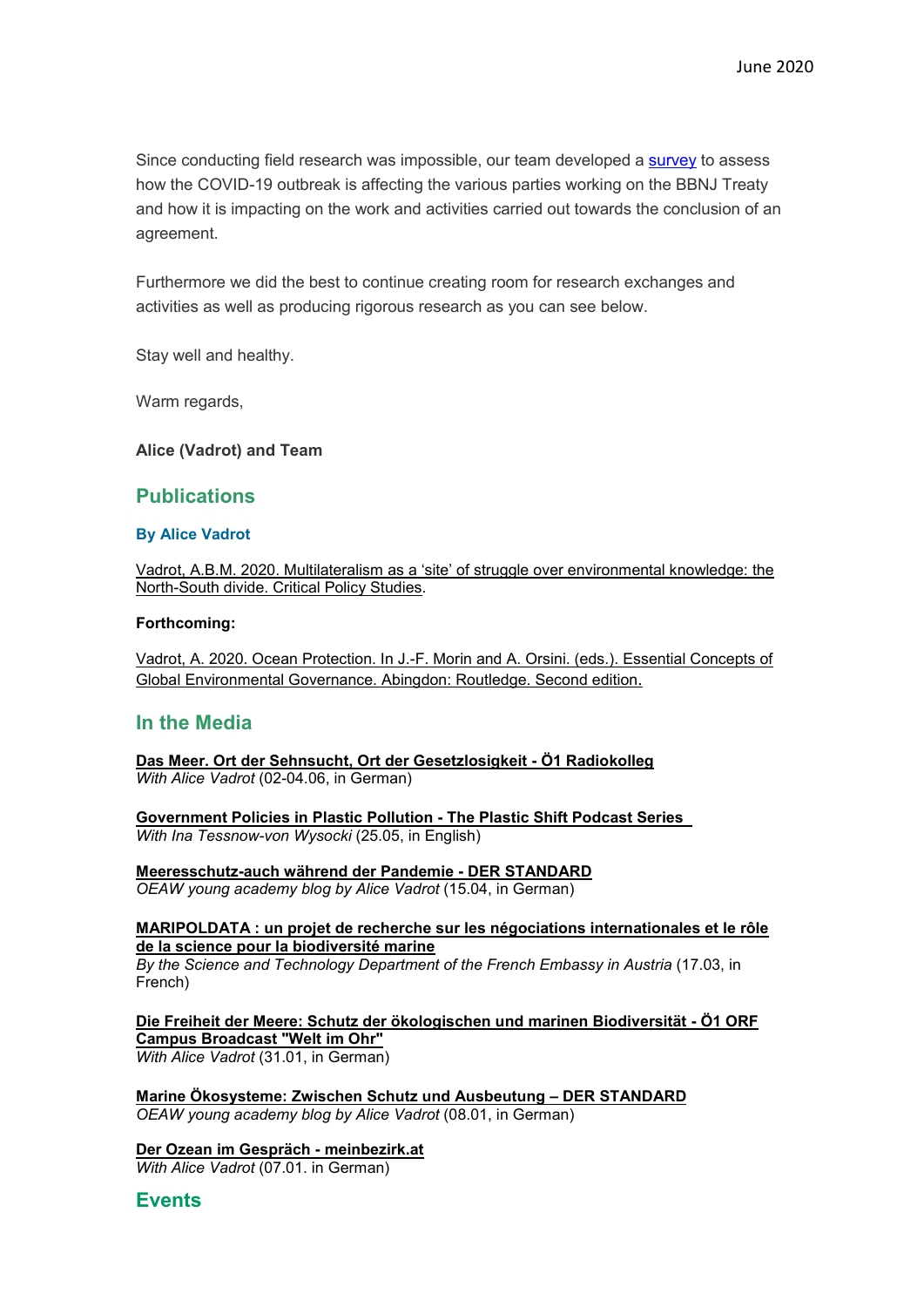Since conducting field research was impossible, our team developed a survey to assess how the COVID-19 outbreak is affecting the various parties working on the BBNJ Treaty and how it is impacting on the work and activities carried out towards the conclusion of an agreement.

Furthermore we did the best to continue creating room for research exchanges and activities as well as producing rigorous research as you can see below.

Stay well and healthy.

Warm regards,

**Alice (Vadrot) and Team**

## Publications

### By Alice Vadrot

Vadrot, A.B.M. 2020. Multilateralism as a 'site' of struggle over environmental knowledge: the North-South divide. Critical Policy Studies.

**Forthcoming:**

Vadrot, A. 2020. Ocean Protection. In J.-F. Morin and A. Orsini. (eds.). Essential Concepts of Global Environmental Governance. Abingdon: Routledge. Second edition.

## In the Media

**Das Meer. Ort der Sehnsucht, Ort der Gesetzlosigkeit - Ö1 Radiokolleg**
*With Alice Vadrot* (02-04.06, in German)

**Government Policies in Plastic Pollution - The Plastic Shift Podcast Series**
*With Ina Tessnow-von Wysocki* (25.05, in English)

**Meeresschutz-auch während der Pandemie - DER STANDARD**
*OEAW young academy blog by Alice Vadrot* (15.04, in German)

**MARIPOLDATA : un projet de recherche sur les négociations internationales et le rôle de la science pour la biodiversité marine**
*By the Science and Technology Department of the French Embassy in Austria* (17.03, in French)

**Die Freiheit der Meere: Schutz der ökologischen und marinen Biodiversität - Ö1 ORF Campus Broadcast "Welt im Ohr"**
*With Alice Vadrot* (31.01, in German)

**Marine Ökosysteme: Zwischen Schutz und Ausbeutung – DER STANDARD**
*OEAW young academy blog by Alice Vadrot* (08.01, in German)

**Der Ozean im Gespräch - meinbezirk.at**
*With Alice Vadrot* (07.01. in German)

## Events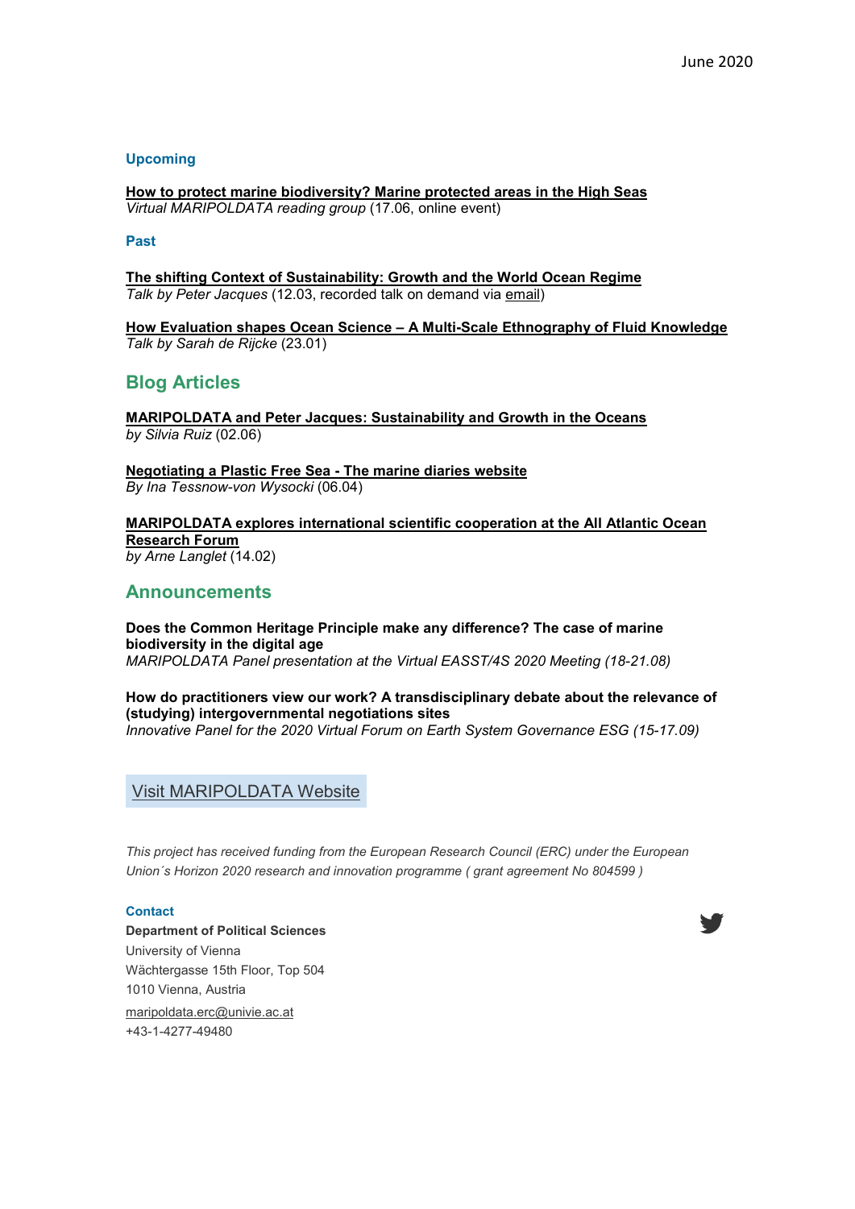**Upcoming**

**How to protect marine biodiversity? Marine protected areas in the High Seas**
*Virtual MARIPOLDATA reading group* (17.06, online event)

**Past**

**The shifting Context of Sustainability: Growth and the World Ocean Regime**
*Talk by Peter Jacques* (12.03, recorded talk on demand via email)

**How Evaluation shapes Ocean Science – A Multi-Scale Ethnography of Fluid Knowledge**
*Talk by Sarah de Rijcke* (23.01)

## Blog Articles

**MARIPOLDATA and Peter Jacques: Sustainability and Growth in the Oceans**
*by Silvia Ruiz* (02.06)

**Negotiating a Plastic Free Sea - The marine diaries website**
*By Ina Tessnow-von Wysocki* (06.04)

**MARIPOLDATA explores international scientific cooperation at the All Atlantic Ocean Research Forum**
*by Arne Langlet* (14.02)

## Announcements

**Does the Common Heritage Principle make any difference? The case of marine biodiversity in the digital age**
*MARIPOLDATA Panel presentation at the Virtual EASST/4S 2020 Meeting (18-21.08)*

**How do practitioners view our work? A transdisciplinary debate about the relevance of (studying) intergovernmental negotiations sites**
*Innovative Panel for the 2020 Virtual Forum on Earth System Governance ESG (15-17.09)*

Visit MARIPOLDATA Website

*This project has received funding from the European Research Council (ERC) under the European Union´s Horizon 2020 research and innovation programme ( grant agreement No 804599 )*

**Contact**
**Department of Political Sciences**
University of Vienna
Wächtergasse 15th Floor, Top 504
1010 Vienna, Austria
maripoldata.erc@univie.ac.at
+43-1-4277-49480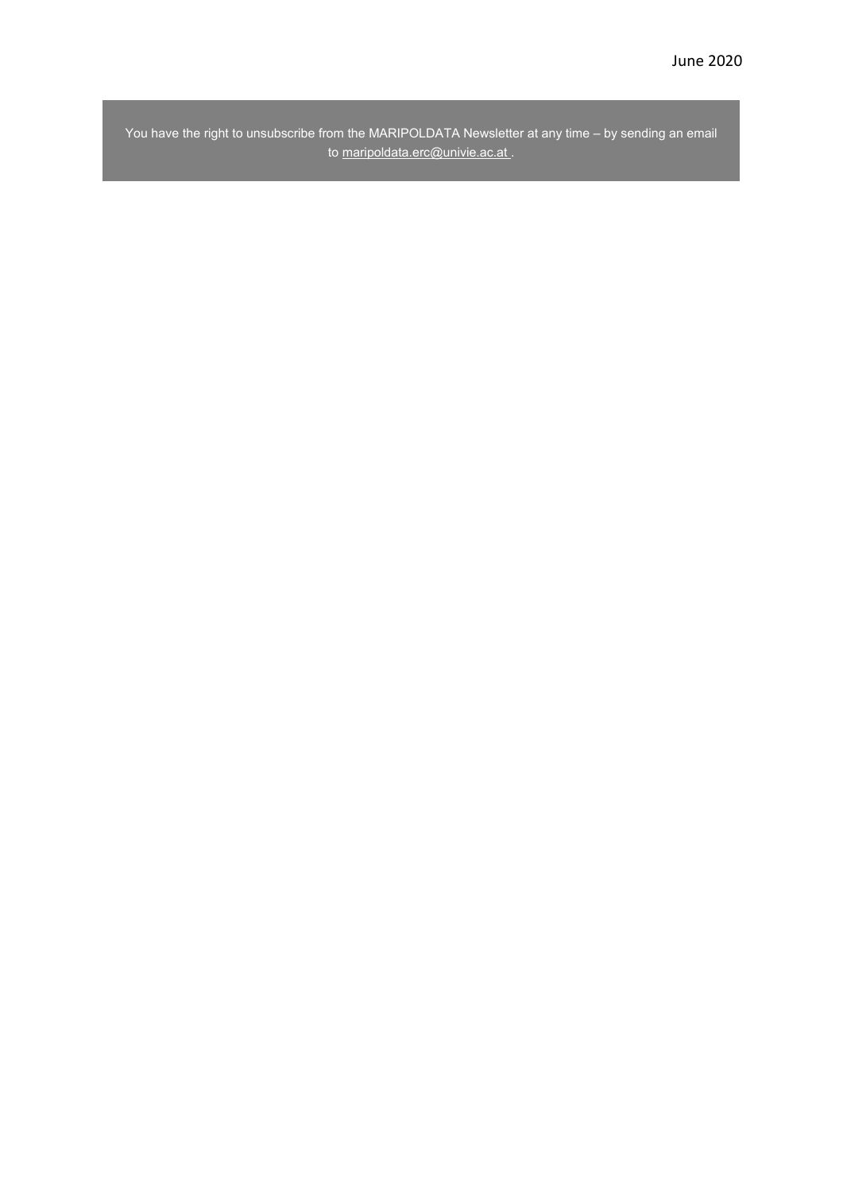You have the right to unsubscribe from the MARIPOLDATA Newsletter at any time – by sending an email to maripoldata.erc@univie.ac.at .